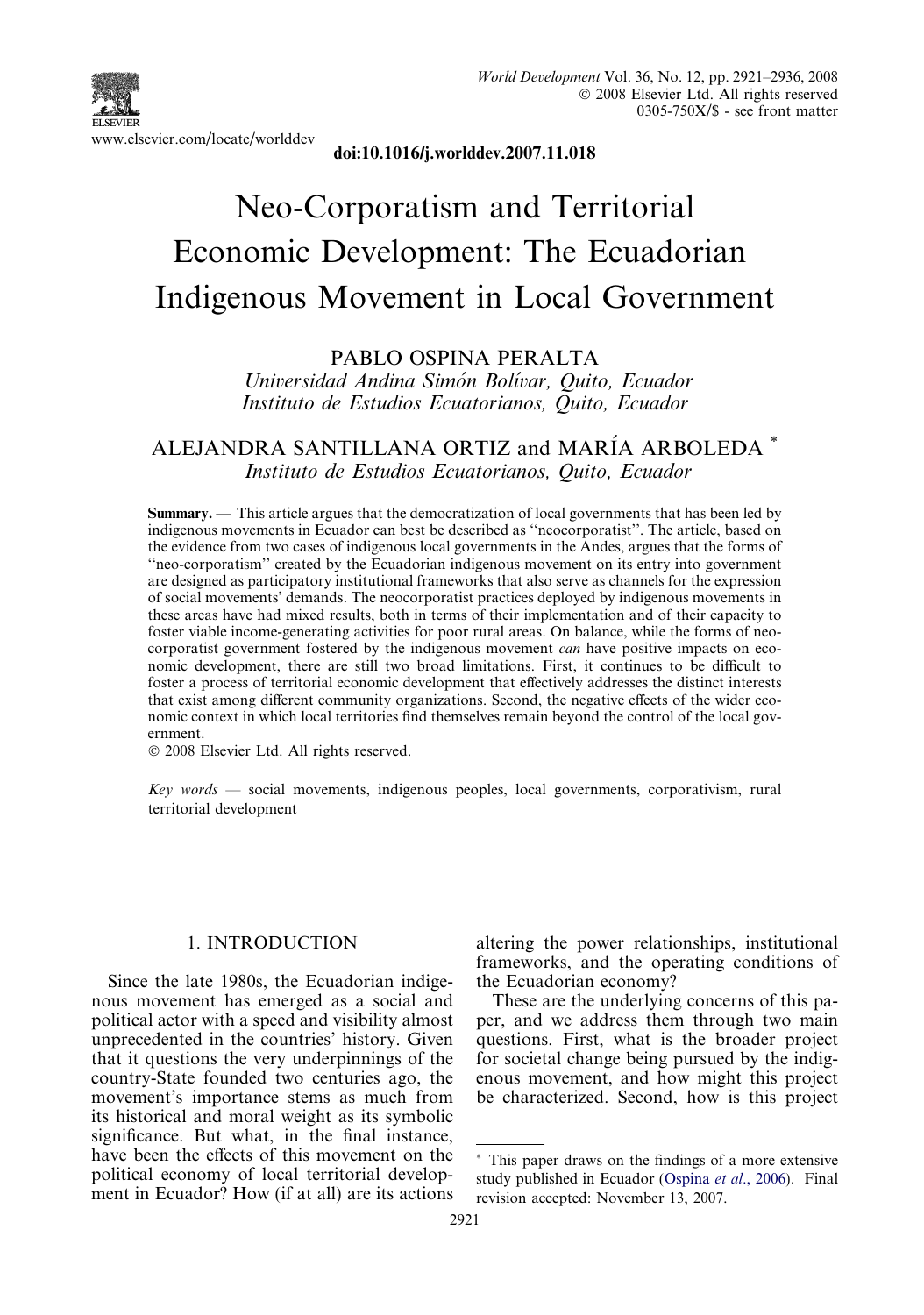www.elsevier.com/locate/worlddev

doi:10.1016/j.worlddev.2007.11.018

# Neo-Corporatism and Territorial Economic Development: The Ecuadorian Indigenous Movement in Local Government

PABLO OSPINA PERALTA
*Universidad Andina Simón Bolívar, Quito, Ecuador*
*Instituto de Estudios Ecuatorianos, Quito, Ecuador*

ALEJANDRA SANTILLANA ORTIZ and MARÍA ARBOLEDA *
*Instituto de Estudios Ecuatorianos, Quito, Ecuador*

**Summary.** — This article argues that the democratization of local governments that has been led by indigenous movements in Ecuador can best be described as "neocorporatist". The article, based on the evidence from two cases of indigenous local governments in the Andes, argues that the forms of "neo-corporatism" created by the Ecuadorian indigenous movement on its entry into government are designed as participatory institutional frameworks that also serve as channels for the expression of social movements' demands. The neocorporatist practices deployed by indigenous movements in these areas have had mixed results, both in terms of their implementation and of their capacity to foster viable income-generating activities for poor rural areas. On balance, while the forms of neocorporatist government fostered by the indigenous movement *can* have positive impacts on economic development, there are still two broad limitations. First, it continues to be difficult to foster a process of territorial economic development that effectively addresses the distinct interests that exist among different community organizations. Second, the negative effects of the wider economic context in which local territories find themselves remain beyond the control of the local government.
© 2008 Elsevier Ltd. All rights reserved.

*Key words* — social movements, indigenous peoples, local governments, corporativism, rural territorial development

## 1. INTRODUCTION

Since the late 1980s, the Ecuadorian indigenous movement has emerged as a social and political actor with a speed and visibility almost unprecedented in the countries' history. Given that it questions the very underpinnings of the country-State founded two centuries ago, the movement's importance stems as much from its historical and moral weight as its symbolic significance. But what, in the final instance, have been the effects of this movement on the political economy of local territorial development in Ecuador? How (if at all) are its actions altering the power relationships, institutional frameworks, and the operating conditions of the Ecuadorian economy?

These are the underlying concerns of this paper, and we address them through two main questions. First, what is the broader project for societal change being pursued by the indigenous movement, and how might this project be characterized. Second, how is this project

* This paper draws on the findings of a more extensive study published in Ecuador (Ospina *et al.*, 2006). Final revision accepted: November 13, 2007.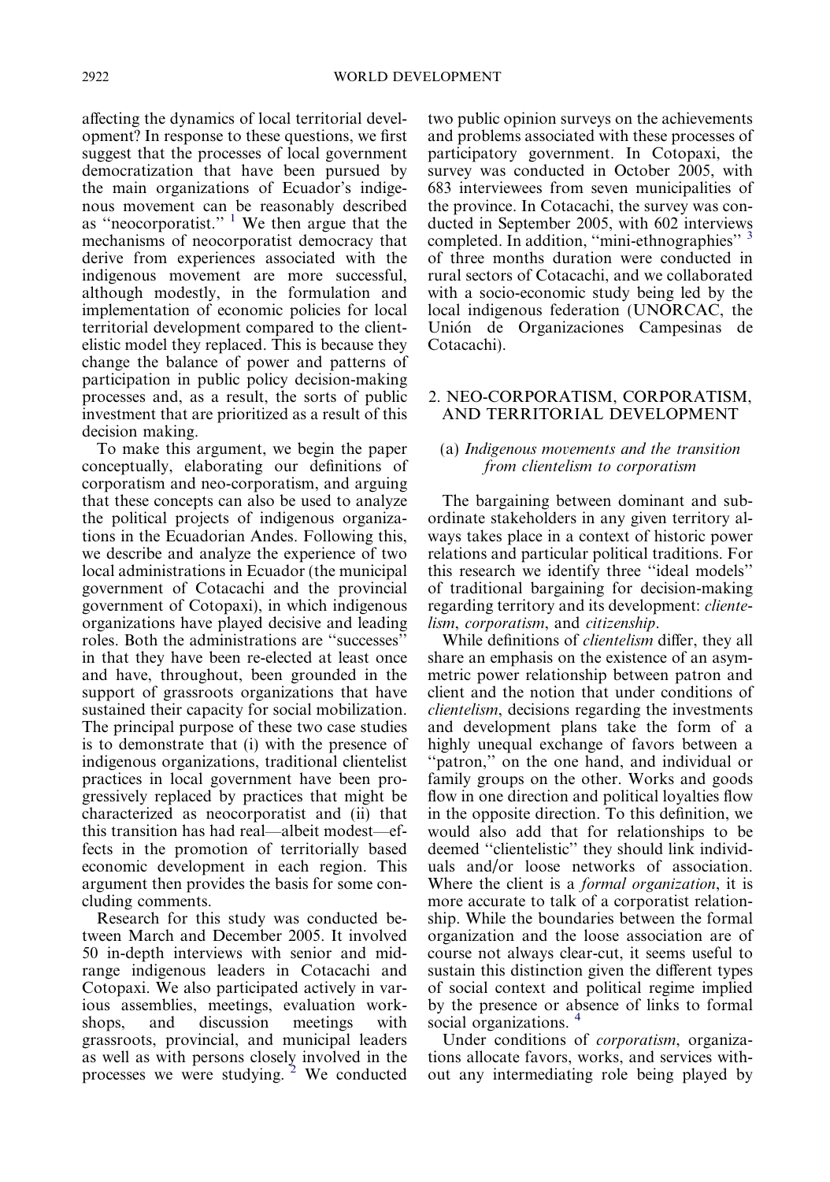affecting the dynamics of local territorial development? In response to these questions, we first suggest that the processes of local government democratization that have been pursued by the main organizations of Ecuador's indigenous movement can be reasonably described as "neocorporatist." [1] We then argue that the mechanisms of neocorporatist democracy that derive from experiences associated with the indigenous movement are more successful, although modestly, in the formulation and implementation of economic policies for local territorial development compared to the clientelistic model they replaced. This is because they change the balance of power and patterns of participation in public policy decision-making processes and, as a result, the sorts of public investment that are prioritized as a result of this decision making.

To make this argument, we begin the paper conceptually, elaborating our definitions of corporatism and neo-corporatism, and arguing that these concepts can also be used to analyze the political projects of indigenous organizations in the Ecuadorian Andes. Following this, we describe and analyze the experience of two local administrations in Ecuador (the municipal government of Cotacachi and the provincial government of Cotopaxi), in which indigenous organizations have played decisive and leading roles. Both the administrations are "successes" in that they have been re-elected at least once and have, throughout, been grounded in the support of grassroots organizations that have sustained their capacity for social mobilization. The principal purpose of these two case studies is to demonstrate that (i) with the presence of indigenous organizations, traditional clientelist practices in local government have been progressively replaced by practices that might be characterized as neocorporatist and (ii) that this transition has had real—albeit modest—effects in the promotion of territorially based economic development in each region. This argument then provides the basis for some concluding comments.

Research for this study was conducted between March and December 2005. It involved 50 in-depth interviews with senior and mid-range indigenous leaders in Cotacachi and Cotopaxi. We also participated actively in various assemblies, meetings, evaluation workshops, and discussion meetings with grassroots, provincial, and municipal leaders as well as with persons closely involved in the processes we were studying. [2] We conducted two public opinion surveys on the achievements and problems associated with these processes of participatory government. In Cotopaxi, the survey was conducted in October 2005, with 683 interviewees from seven municipalities of the province. In Cotacachi, the survey was conducted in September 2005, with 602 interviews completed. In addition, "mini-ethnographies" [3] of three months duration were conducted in rural sectors of Cotacachi, and we collaborated with a socio-economic study being led by the local indigenous federation (UNORCAC, the Unión de Organizaciones Campesinas de Cotacachi).

## 2. NEO-CORPORATISM, CORPORATISM, AND TERRITORIAL DEVELOPMENT

### (a) *Indigenous movements and the transition from clientelism to corporatism*

The bargaining between dominant and subordinate stakeholders in any given territory always takes place in a context of historic power relations and particular political traditions. For this research we identify three "ideal models" of traditional bargaining for decision-making regarding territory and its development: *clientelism*, *corporatism*, and *citizenship*.

While definitions of *clientelism* differ, they all share an emphasis on the existence of an asymmetric power relationship between patron and client and the notion that under conditions of *clientelism*, decisions regarding the investments and development plans take the form of a highly unequal exchange of favors between a "patron," on the one hand, and individual or family groups on the other. Works and goods flow in one direction and political loyalties flow in the opposite direction. To this definition, we would also add that for relationships to be deemed "clientelistic" they should link individuals and/or loose networks of association. Where the client is a *formal organization*, it is more accurate to talk of a corporatist relationship. While the boundaries between the formal organization and the loose association are of course not always clear-cut, it seems useful to sustain this distinction given the different types of social context and political regime implied by the presence or absence of links to formal social organizations. [4]

Under conditions of *corporatism*, organizations allocate favors, works, and services without any intermediating role being played by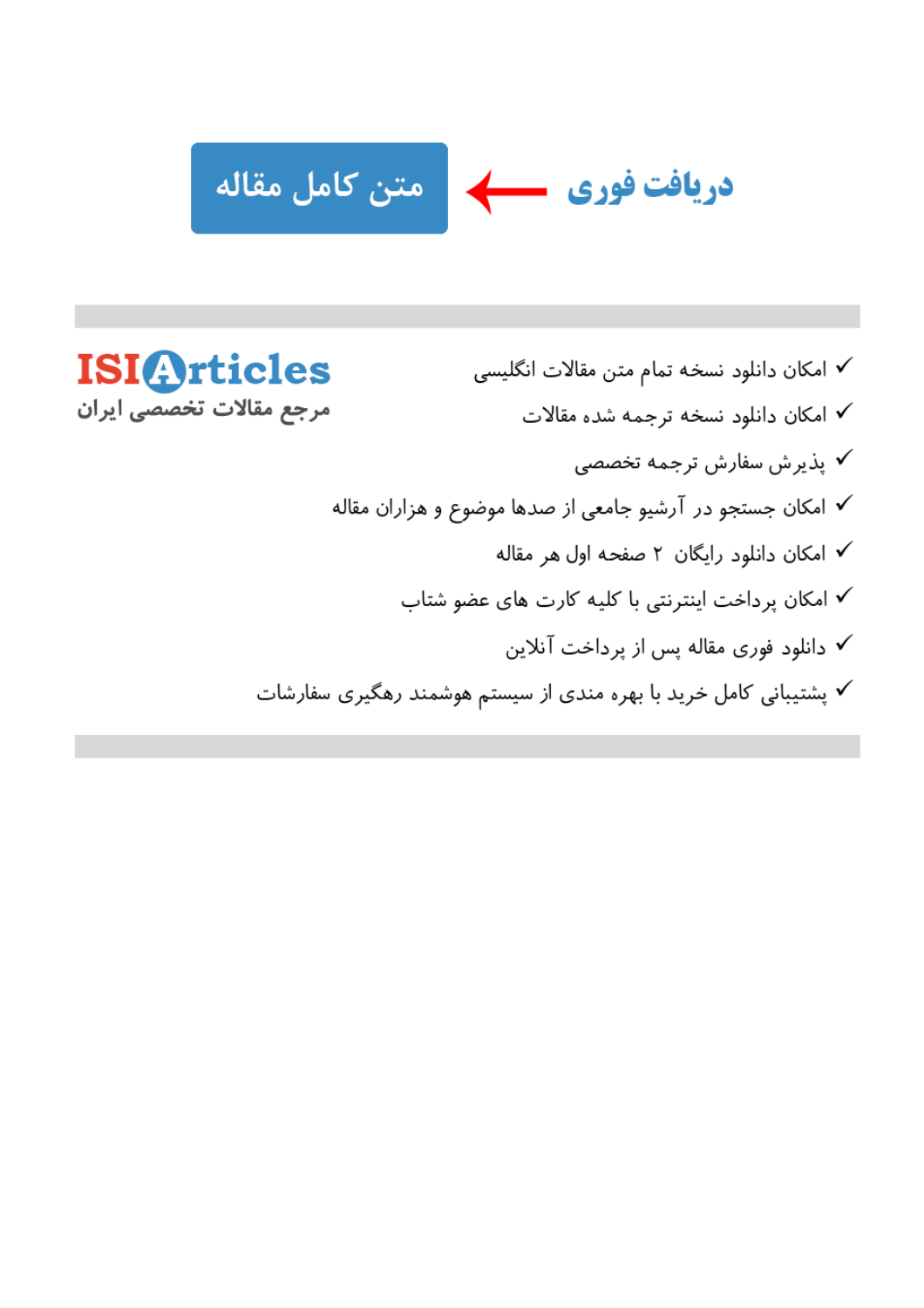دریافت فوری ← متن کامل مقاله

**ISIArticles**
مرجع مقالات تخصصی ایران

- ✓ امکان دانلود نسخه تمام متن مقالات انگلیسی
- ✓ امکان دانلود نسخه ترجمه شده مقالات
- ✓ پذیرش سفارش ترجمه تخصصی
- ✓ امکان جستجو در آرشیو جامعی از صدها موضوع و هزاران مقاله
- ✓ امکان دانلود رایگان ۲ صفحه اول هر مقاله
- ✓ امکان پرداخت اینترنتی با کلیه کارت های عضو شتاب
- ✓ دانلود فوری مقاله پس از پرداخت آنلاین
- ✓ پشتیبانی کامل خرید با بهره مندی از سیستم هوشمند رهگیری سفارشات